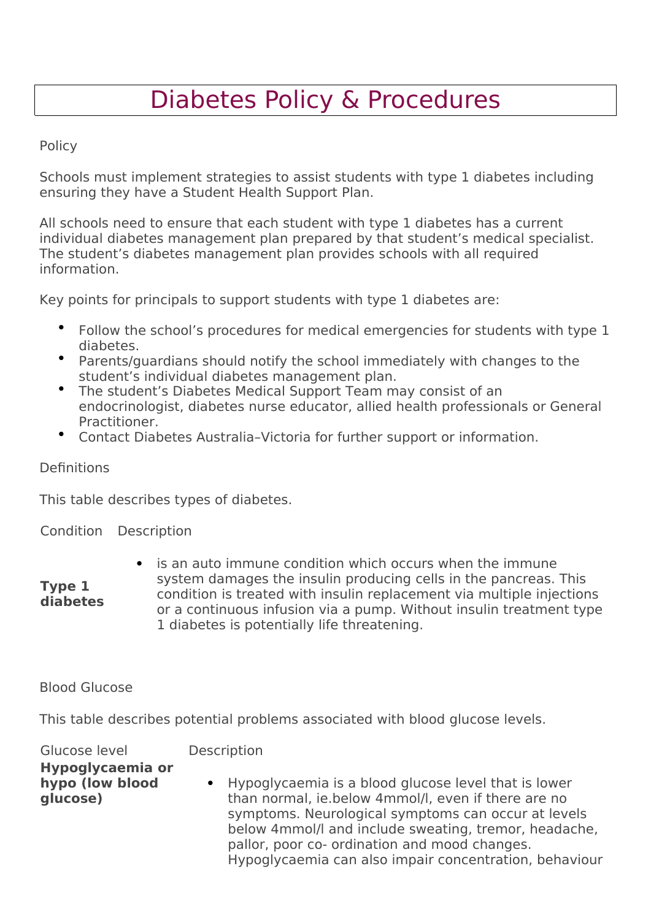# Diabetes Policy & Procedures

## Policy

Schools must implement strategies to assist students with type 1 diabetes including ensuring they have a Student Health Support Plan.

All schools need to ensure that each student with type 1 diabetes has a current individual diabetes management plan prepared by that student's medical specialist. The student's diabetes management plan provides schools with all required information.

Key points for principals to support students with type 1 diabetes are:

- Follow the school's procedures for medical emergencies for students with type 1 diabetes.
- Parents/guardians should notify the school immediately with changes to the student's individual diabetes management plan.
- The student's Diabetes Medical Support Team may consist of an endocrinologist, diabetes nurse educator, allied health professionals or General Practitioner.
- Contact Diabetes Australia–Victoria for further support or information.

## Definitions

This table describes types of diabetes.

| Condition | Description |
|---|---|
| **Type 1 diabetes** | • is an auto immune condition which occurs when the immune system damages the insulin producing cells in the pancreas. This condition is treated with insulin replacement via multiple injections or a continuous infusion via a pump. Without insulin treatment type 1 diabetes is potentially life threatening. |

## Blood Glucose

This table describes potential problems associated with blood glucose levels.

| Glucose level | Description |
|---|---|
| **Hypoglycaemia or hypo (low blood glucose)** | • Hypoglycaemia is a blood glucose level that is lower than normal, ie.below 4mmol/l, even if there are no symptoms. Neurological symptoms can occur at levels below 4mmol/l and include sweating, tremor, headache, pallor, poor co- ordination and mood changes. Hypoglycaemia can also impair concentration, behaviour |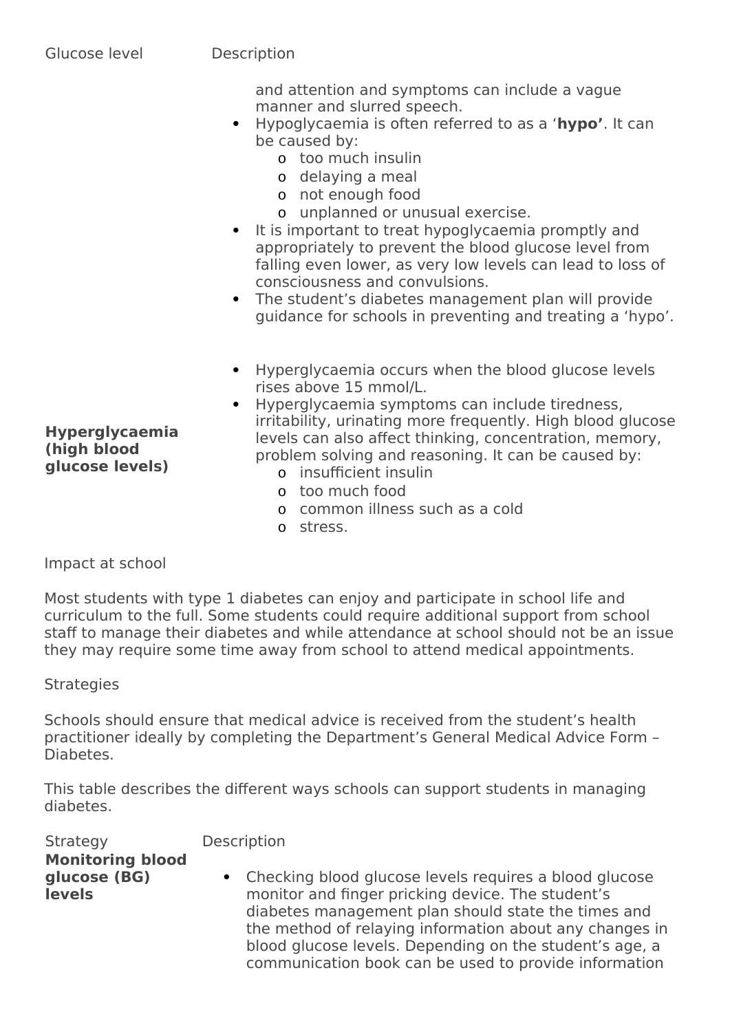| Glucose level | Description |
| --- | --- |
| | and attention and symptoms can include a vague manner and slurred speech.<br>• Hypoglycaemia is often referred to as a ‘**hypo’**. It can be caused by:<br>o too much insulin<br>o delaying a meal<br>o not enough food<br>o unplanned or unusual exercise.<br>• It is important to treat hypoglycaemia promptly and appropriately to prevent the blood glucose level from falling even lower, as very low levels can lead to loss of consciousness and convulsions.<br>• The student’s diabetes management plan will provide guidance for schools in preventing and treating a ‘hypo’. |
| **Hyperglycaemia (high blood glucose levels)** | • Hyperglycaemia occurs when the blood glucose levels rises above 15 mmol/L.<br>• Hyperglycaemia symptoms can include tiredness, irritability, urinating more frequently. High blood glucose levels can also affect thinking, concentration, memory, problem solving and reasoning. It can be caused by:<br>o insufficient insulin<br>o too much food<br>o common illness such as a cold<br>o stress. |

Impact at school

Most students with type 1 diabetes can enjoy and participate in school life and curriculum to the full. Some students could require additional support from school staff to manage their diabetes and while attendance at school should not be an issue they may require some time away from school to attend medical appointments.

Strategies

Schools should ensure that medical advice is received from the student’s health practitioner ideally by completing the Department’s General Medical Advice Form – Diabetes.

This table describes the different ways schools can support students in managing diabetes.

| Strategy | Description |
| --- | --- |
| **Monitoring blood glucose (BG) levels** | • Checking blood glucose levels requires a blood glucose monitor and finger pricking device. The student’s diabetes management plan should state the times and the method of relaying information about any changes in blood glucose levels. Depending on the student’s age, a communication book can be used to provide information |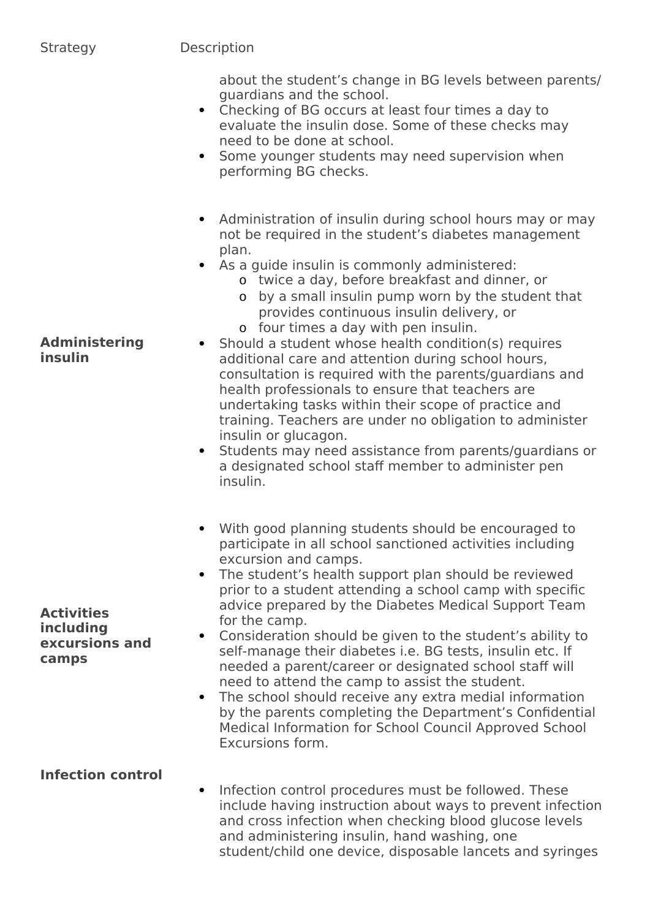| Strategy | Description |
| --- | --- |
| | about the student's change in BG levels between parents/ guardians and the school.<br>• Checking of BG occurs at least four times a day to evaluate the insulin dose. Some of these checks may need to be done at school.<br>• Some younger students may need supervision when performing BG checks. |
| **Administering insulin** | • Administration of insulin during school hours may or may not be required in the student's diabetes management plan.<br>• As a guide insulin is commonly administered:<br>&nbsp;&nbsp;o twice a day, before breakfast and dinner, or<br>&nbsp;&nbsp;o by a small insulin pump worn by the student that provides continuous insulin delivery, or<br>&nbsp;&nbsp;o four times a day with pen insulin.<br>• Should a student whose health condition(s) requires additional care and attention during school hours, consultation is required with the parents/guardians and health professionals to ensure that teachers are undertaking tasks within their scope of practice and training. Teachers are under no obligation to administer insulin or glucagon.<br>• Students may need assistance from parents/guardians or a designated school staff member to administer pen insulin. |
| **Activities including excursions and camps** | • With good planning students should be encouraged to participate in all school sanctioned activities including excursion and camps.<br>• The student's health support plan should be reviewed prior to a student attending a school camp with specific advice prepared by the Diabetes Medical Support Team for the camp.<br>• Consideration should be given to the student's ability to self-manage their diabetes i.e. BG tests, insulin etc. If needed a parent/career or designated school staff will need to attend the camp to assist the student.<br>• The school should receive any extra medial information by the parents completing the Department's Confidential Medical Information for School Council Approved School Excursions form. |
| **Infection control** | • Infection control procedures must be followed. These include having instruction about ways to prevent infection and cross infection when checking blood glucose levels and administering insulin, hand washing, one student/child one device, disposable lancets and syringes |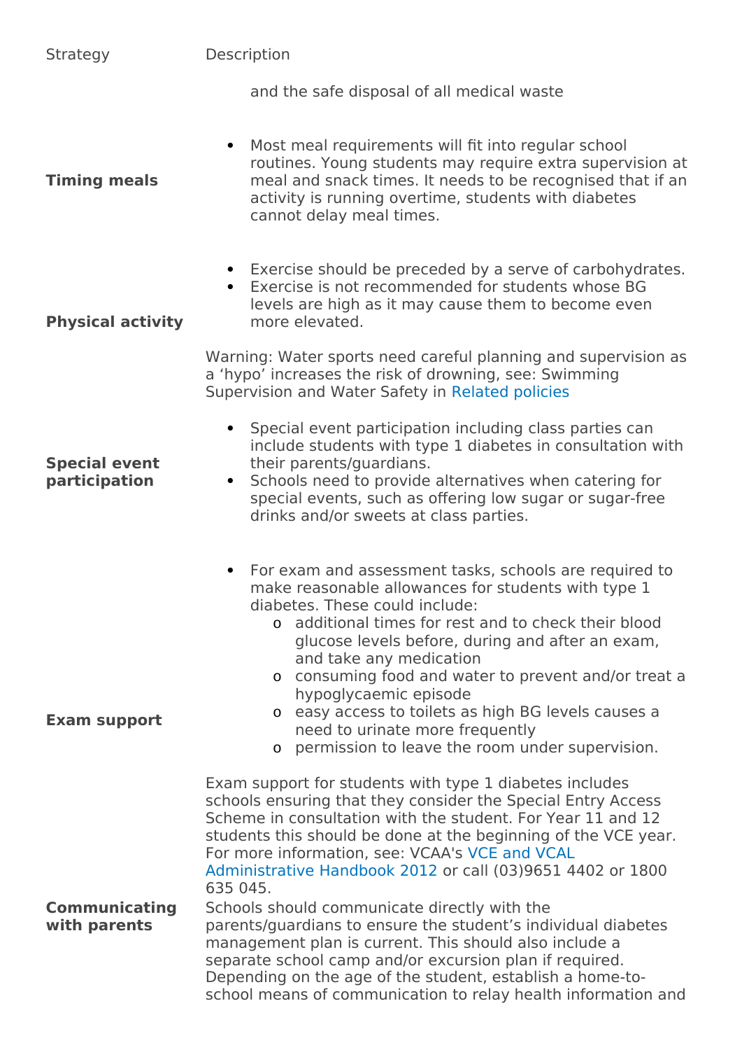| Strategy | Description |
|---|---|
| | and the safe disposal of all medical waste |
| **Timing meals** | • Most meal requirements will fit into regular school routines. Young students may require extra supervision at meal and snack times. It needs to be recognised that if an activity is running overtime, students with diabetes cannot delay meal times. |
| **Physical activity** | • Exercise should be preceded by a serve of carbohydrates.<br>• Exercise is not recommended for students whose BG levels are high as it may cause them to become even more elevated.<br><br>Warning: Water sports need careful planning and supervision as a 'hypo' increases the risk of drowning, see: Swimming Supervision and Water Safety in Related policies |
| **Special event participation** | • Special event participation including class parties can include students with type 1 diabetes in consultation with their parents/guardians.<br>• Schools need to provide alternatives when catering for special events, such as offering low sugar or sugar-free drinks and/or sweets at class parties. |
| **Exam support** | • For exam and assessment tasks, schools are required to make reasonable allowances for students with type 1 diabetes. These could include:<br>  o additional times for rest and to check their blood glucose levels before, during and after an exam, and take any medication<br>  o consuming food and water to prevent and/or treat a hypoglycaemic episode<br>  o easy access to toilets as high BG levels causes a need to urinate more frequently<br>  o permission to leave the room under supervision.<br><br>Exam support for students with type 1 diabetes includes schools ensuring that they consider the Special Entry Access Scheme in consultation with the student. For Year 11 and 12 students this should be done at the beginning of the VCE year. For more information, see: VCAA's VCE and VCAL Administrative Handbook 2012 or call (03)9651 4402 or 1800 635 045. |
| **Communicating with parents** | Schools should communicate directly with the parents/guardians to ensure the student's individual diabetes management plan is current. This should also include a separate school camp and/or excursion plan if required. Depending on the age of the student, establish a home-to-school means of communication to relay health information and |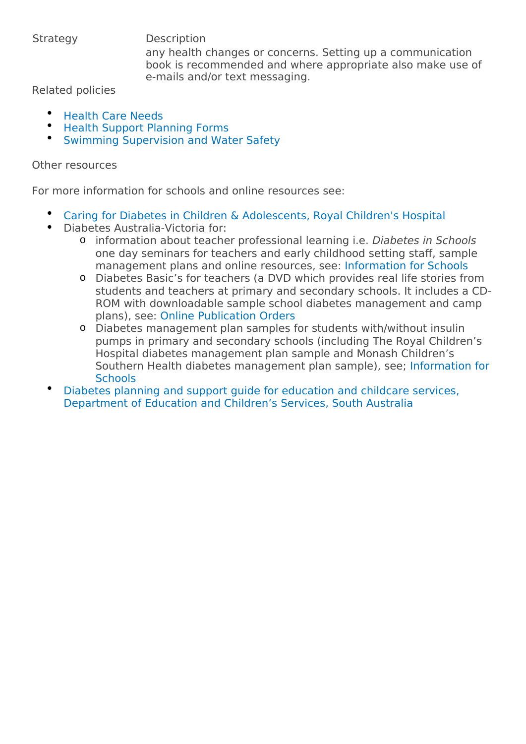| Strategy | Description |
| --- | --- |
| | any health changes or concerns. Setting up a communication book is recommended and where appropriate also make use of e-mails and/or text messaging. |

Related policies

- Health Care Needs
- Health Support Planning Forms
- Swimming Supervision and Water Safety

Other resources

For more information for schools and online resources see:

- Caring for Diabetes in Children & Adolescents, Royal Children's Hospital
- Diabetes Australia-Victoria for:
    - information about teacher professional learning i.e. *Diabetes in Schools* one day seminars for teachers and early childhood setting staff, sample management plans and online resources, see: Information for Schools
    - Diabetes Basic's for teachers (a DVD which provides real life stories from students and teachers at primary and secondary schools. It includes a CD-ROM with downloadable sample school diabetes management and camp plans), see: Online Publication Orders
    - Diabetes management plan samples for students with/without insulin pumps in primary and secondary schools (including The Royal Children's Hospital diabetes management plan sample and Monash Children's Southern Health diabetes management plan sample), see; Information for Schools
- Diabetes planning and support guide for education and childcare services, Department of Education and Children's Services, South Australia